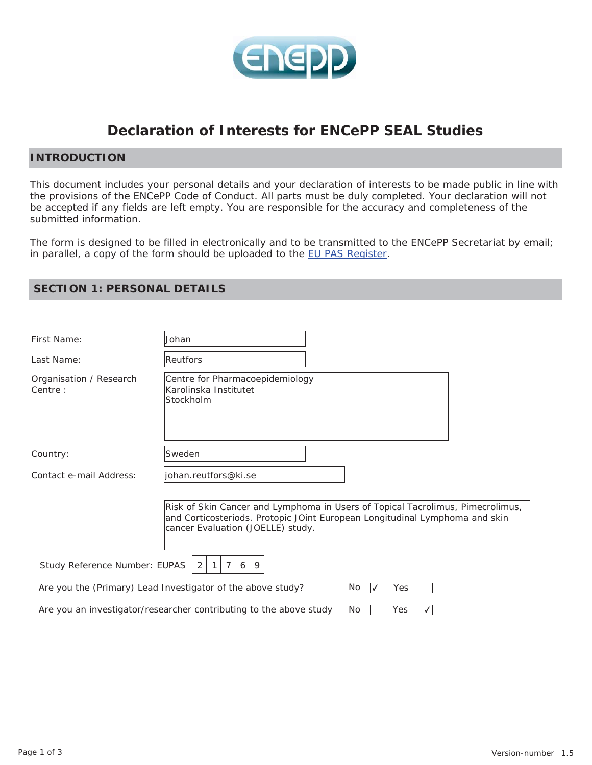# Declaration of Interests for ENCePP SEAL Studies

## INTRODUCTION

This document includes your personal details and your declaration of interests to be made public in line with the provisions of the ENCePP Code of Conduct. All parts must be duly completed. Your declaration will not be accepted if any fields are left empty. You are responsible for the accuracy and completeness of the submitted information.

The form is designed to be filled in electronically and to be transmitted to the ENCePP Secretariat by email; in parallel, a copy of the form should be uploaded to the [EU PAS Register](EU PAS Register).

## SECTION 1: PERSONAL DETAILS

First Name: Johan

Last Name: Reutfors

Organisation / Research Centre : Centre for Pharmacoepidemiology
Karolinska Institutet
Stockholm

Country: Sweden

Contact e-mail Address: johan.reutfors@ki.se

Risk of Skin Cancer and Lymphoma in Users of Topical Tacrolimus, Pimecrolimus, and Corticosteriods. Protopic JOint European Longitudinal Lymphoma and skin cancer Evaluation (JOELLE) study.

Study Reference Number: EUPAS 21769

Are you the (Primary) Lead Investigator of the above study? No ☑ Yes ☐

Are you an investigator/researcher contributing to the above study No ☐ Yes ☑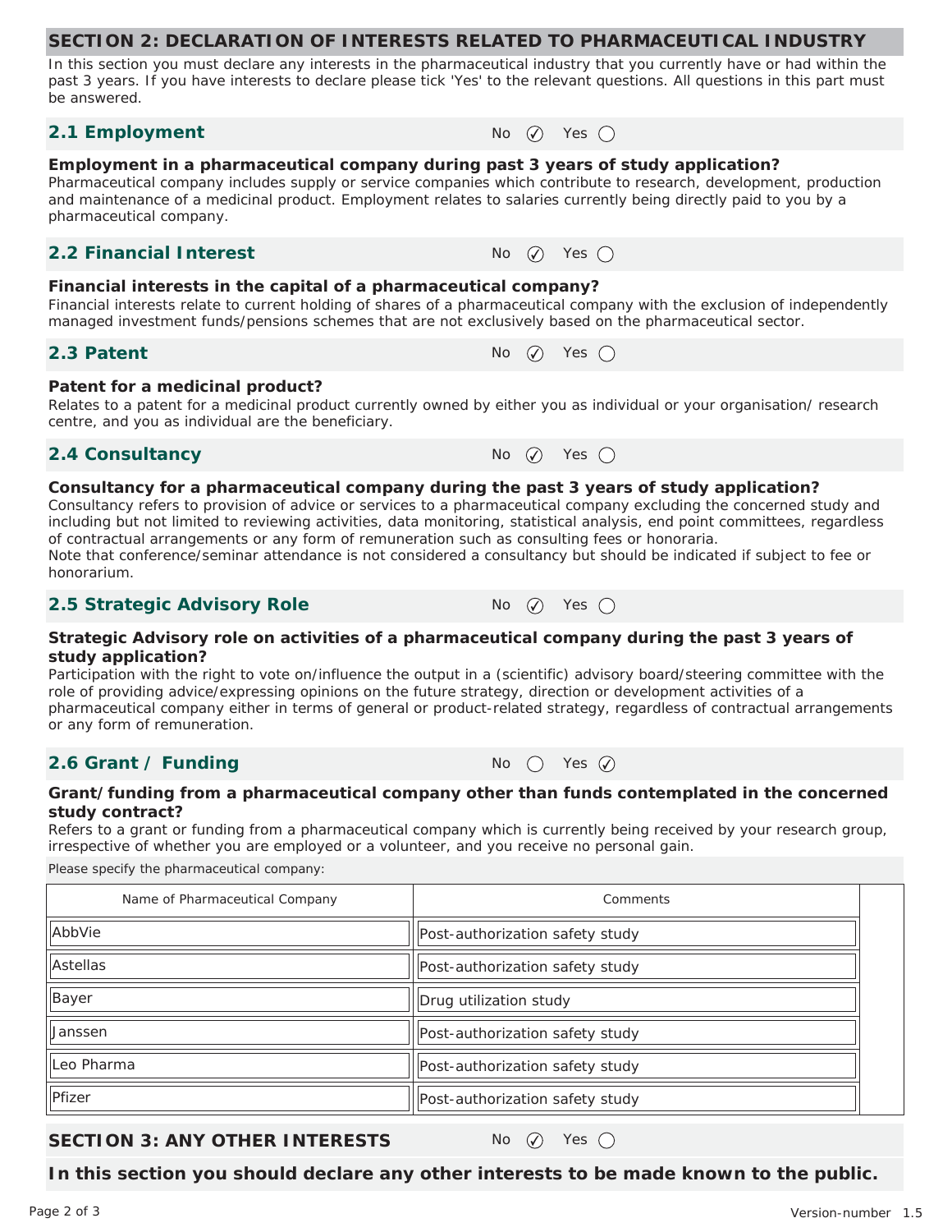## SECTION 2: DECLARATION OF INTERESTS RELATED TO PHARMACEUTICAL INDUSTRY

In this section you must declare any interests in the pharmaceutical industry that you currently have or had within the past 3 years. If you have interests to declare please tick 'Yes' to the relevant questions. All questions in this part must be answered.

### 2.1 Employment

No ☑ Yes ◯

**Employment in a pharmaceutical company during past 3 years of study application?**

Pharmaceutical company includes supply or service companies which contribute to research, development, production and maintenance of a medicinal product. Employment relates to salaries currently being directly paid to you by a pharmaceutical company.

### 2.2 Financial Interest

No ☑ Yes ◯

**Financial interests in the capital of a pharmaceutical company?**

Financial interests relate to current holding of shares of a pharmaceutical company with the exclusion of independently managed investment funds/pensions schemes that are not exclusively based on the pharmaceutical sector.

### 2.3 Patent

No ☑ Yes ◯

**Patent for a medicinal product?**

Relates to a patent for a medicinal product currently owned by either you as individual or your organisation/ research centre, and you as individual are the beneficiary.

### 2.4 Consultancy

No ☑ Yes ◯

**Consultancy for a pharmaceutical company during the past 3 years of study application?**

Consultancy refers to provision of advice or services to a pharmaceutical company excluding the concerned study and including but not limited to reviewing activities, data monitoring, statistical analysis, end point committees, regardless of contractual arrangements or any form of remuneration such as consulting fees or honoraria.
Note that conference/seminar attendance is not considered a consultancy but should be indicated if subject to fee or honorarium.

### 2.5 Strategic Advisory Role

No ☑ Yes ◯

**Strategic Advisory role on activities of a pharmaceutical company during the past 3 years of study application?**

Participation with the right to vote on/influence the output in a (scientific) advisory board/steering committee with the role of providing advice/expressing opinions on the future strategy, direction or development activities of a pharmaceutical company either in terms of general or product-related strategy, regardless of contractual arrangements or any form of remuneration.

### 2.6 Grant / Funding

No ◯ Yes ☑

**Grant/funding from a pharmaceutical company other than funds contemplated in the concerned study contract?**

Refers to a grant or funding from a pharmaceutical company which is currently being received by your research group, irrespective of whether you are employed or a volunteer, and you receive no personal gain.

Please specify the pharmaceutical company:

| Name of Pharmaceutical Company | Comments |
|---|---|
| AbbVie | Post-authorization safety study |
| Astellas | Post-authorization safety study |
| Bayer | Drug utilization study |
| Janssen | Post-authorization safety study |
| Leo Pharma | Post-authorization safety study |
| Pfizer | Post-authorization safety study |

## SECTION 3: ANY OTHER INTERESTS

No ☑ Yes ◯

**In this section you should declare any other interests to be made known to the public.**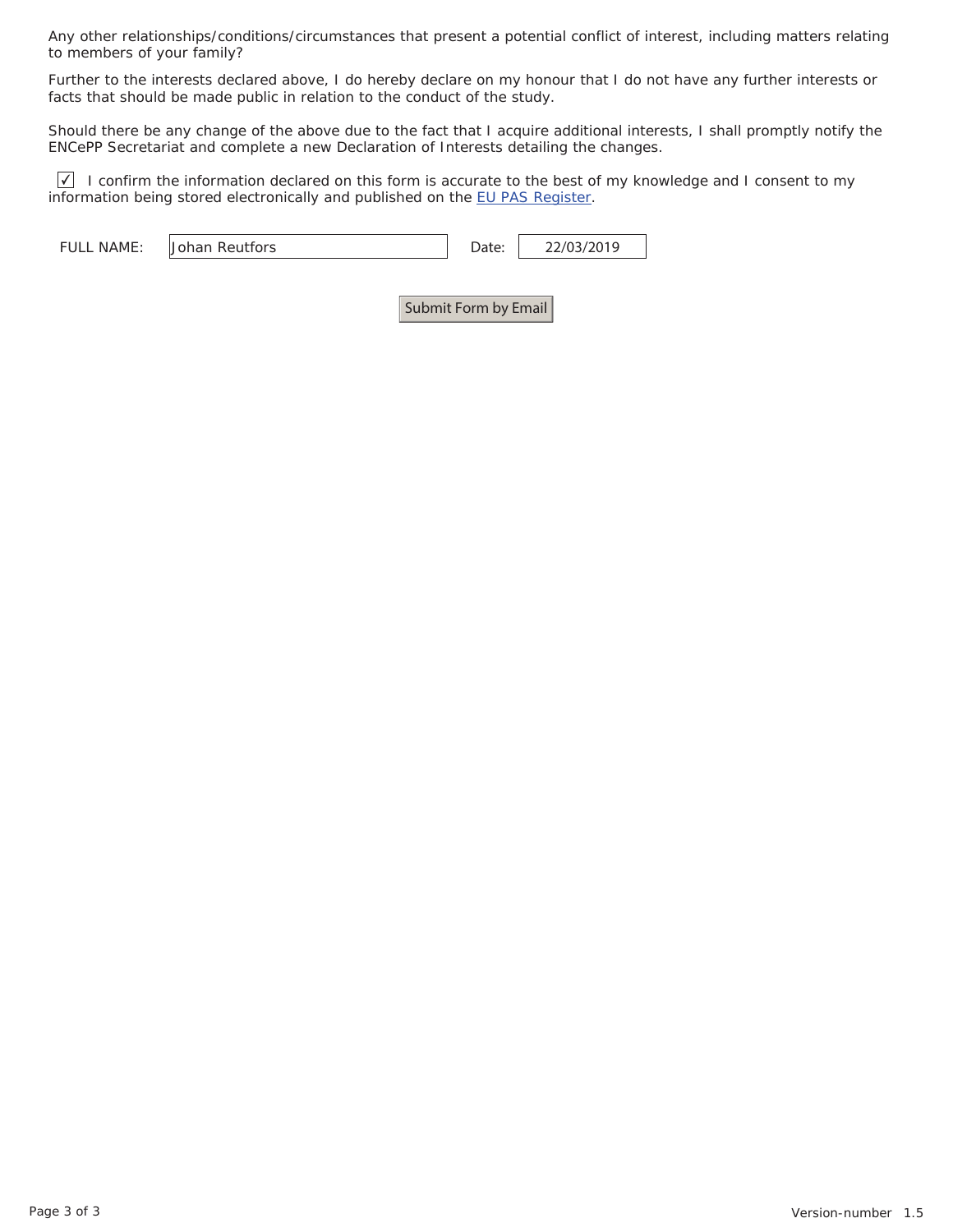Any other relationships/conditions/circumstances that present a potential conflict of interest, including matters relating to members of your family?

Further to the interests declared above, I do hereby declare on my honour that I do not have any further interests or facts that should be made public in relation to the conduct of the study.

Should there be any change of the above due to the fact that I acquire additional interests, I shall promptly notify the ENCePP Secretariat and complete a new Declaration of Interests detailing the changes.

☑ I confirm the information declared on this form is accurate to the best of my knowledge and I consent to my information being stored electronically and published on the EU PAS Register.

FULL NAME: Johan Reutfors    Date: 22/03/2019

Submit Form by Email

Version-number 1.5